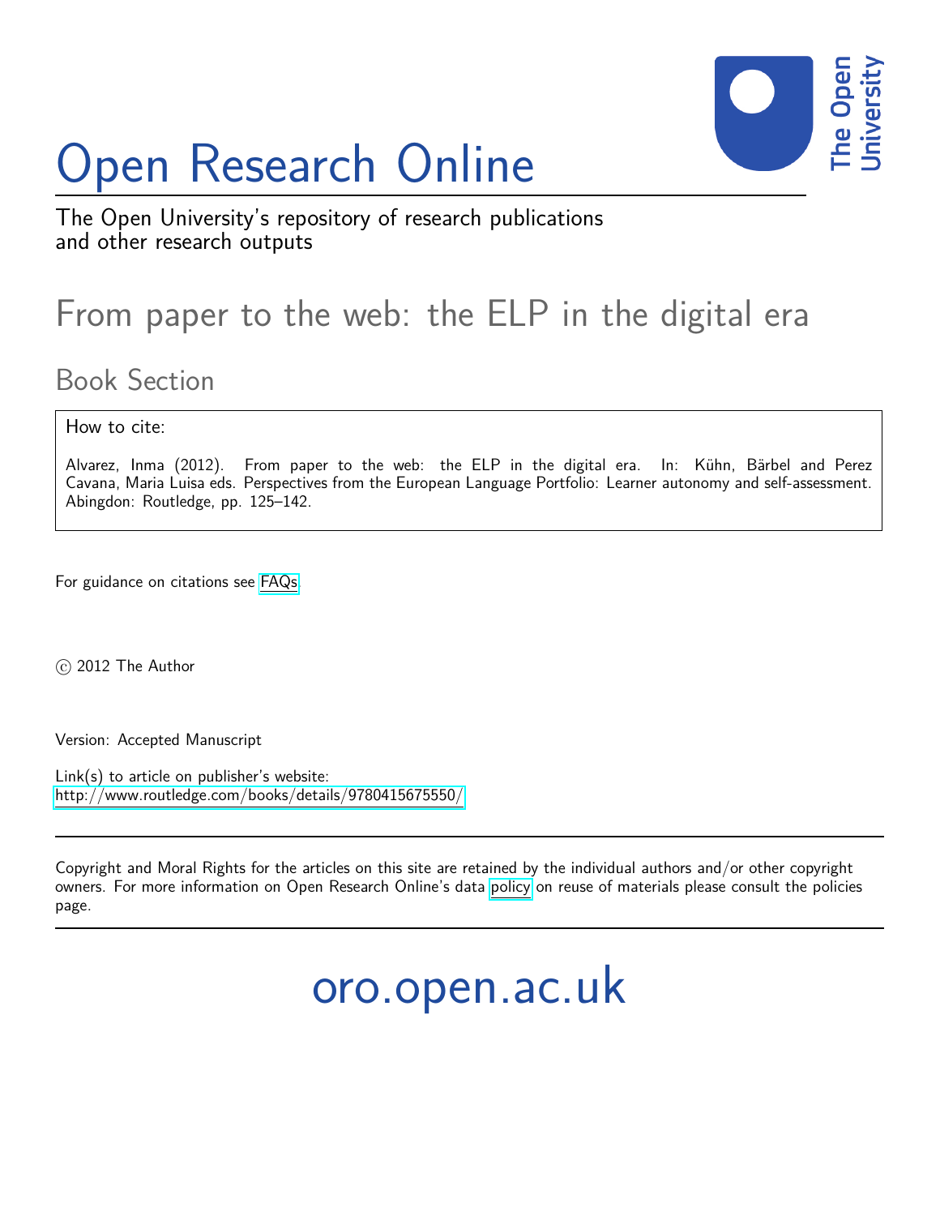# Open Research Online

The Open University's repository of research publications and other research outputs

## From paper to the web: the ELP in the digital era

### Book Section

How to cite:

Alvarez, Inma (2012). From paper to the web: the ELP in the digital era. In: Kühn, Bärbel and Perez Cavana, Maria Luisa eds. Perspectives from the European Language Portfolio: Learner autonomy and self-assessment. Abingdon: Routledge, pp. 125–142.

For guidance on citations see FAQs.

© 2012 The Author

Version: Accepted Manuscript

Link(s) to article on publisher's website:
http://www.routledge.com/books/details/9780415675550/

Copyright and Moral Rights for the articles on this site are retained by the individual authors and/or other copyright owners. For more information on Open Research Online's data policy on reuse of materials please consult the policies page.

oro.open.ac.uk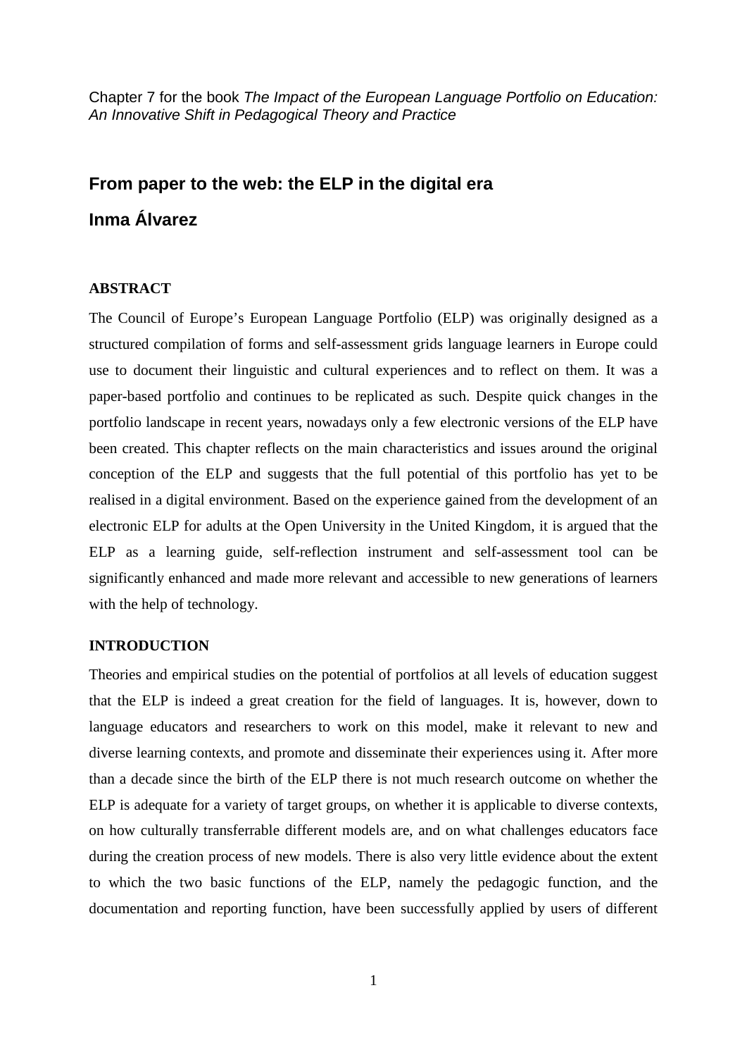Chapter 7 for the book *The Impact of the European Language Portfolio on Education: An Innovative Shift in Pedagogical Theory and Practice*

## From paper to the web: the ELP in the digital era

## Inma Álvarez

### ABSTRACT

The Council of Europe's European Language Portfolio (ELP) was originally designed as a structured compilation of forms and self-assessment grids language learners in Europe could use to document their linguistic and cultural experiences and to reflect on them. It was a paper-based portfolio and continues to be replicated as such. Despite quick changes in the portfolio landscape in recent years, nowadays only a few electronic versions of the ELP have been created. This chapter reflects on the main characteristics and issues around the original conception of the ELP and suggests that the full potential of this portfolio has yet to be realised in a digital environment. Based on the experience gained from the development of an electronic ELP for adults at the Open University in the United Kingdom, it is argued that the ELP as a learning guide, self-reflection instrument and self-assessment tool can be significantly enhanced and made more relevant and accessible to new generations of learners with the help of technology.

### INTRODUCTION

Theories and empirical studies on the potential of portfolios at all levels of education suggest that the ELP is indeed a great creation for the field of languages. It is, however, down to language educators and researchers to work on this model, make it relevant to new and diverse learning contexts, and promote and disseminate their experiences using it. After more than a decade since the birth of the ELP there is not much research outcome on whether the ELP is adequate for a variety of target groups, on whether it is applicable to diverse contexts, on how culturally transferrable different models are, and on what challenges educators face during the creation process of new models. There is also very little evidence about the extent to which the two basic functions of the ELP, namely the pedagogic function, and the documentation and reporting function, have been successfully applied by users of different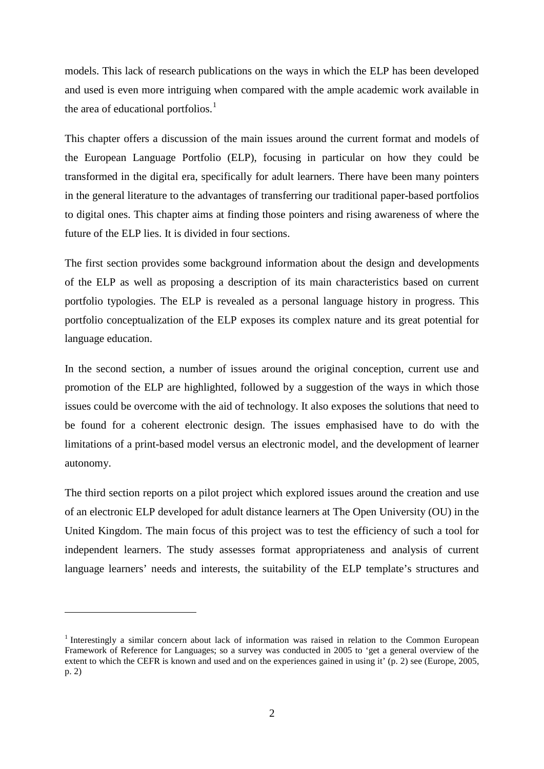models. This lack of research publications on the ways in which the ELP has been developed and used is even more intriguing when compared with the ample academic work available in the area of educational portfolios.[1]

This chapter offers a discussion of the main issues around the current format and models of the European Language Portfolio (ELP), focusing in particular on how they could be transformed in the digital era, specifically for adult learners. There have been many pointers in the general literature to the advantages of transferring our traditional paper-based portfolios to digital ones. This chapter aims at finding those pointers and rising awareness of where the future of the ELP lies. It is divided in four sections.

The first section provides some background information about the design and developments of the ELP as well as proposing a description of its main characteristics based on current portfolio typologies. The ELP is revealed as a personal language history in progress. This portfolio conceptualization of the ELP exposes its complex nature and its great potential for language education.

In the second section, a number of issues around the original conception, current use and promotion of the ELP are highlighted, followed by a suggestion of the ways in which those issues could be overcome with the aid of technology. It also exposes the solutions that need to be found for a coherent electronic design. The issues emphasised have to do with the limitations of a print-based model versus an electronic model, and the development of learner autonomy.

The third section reports on a pilot project which explored issues around the creation and use of an electronic ELP developed for adult distance learners at The Open University (OU) in the United Kingdom. The main focus of this project was to test the efficiency of such a tool for independent learners. The study assesses format appropriateness and analysis of current language learners' needs and interests, the suitability of the ELP template's structures and

[1] Interestingly a similar concern about lack of information was raised in relation to the Common European Framework of Reference for Languages; so a survey was conducted in 2005 to 'get a general overview of the extent to which the CEFR is known and used and on the experiences gained in using it' (p. 2) see (Europe, 2005, p. 2)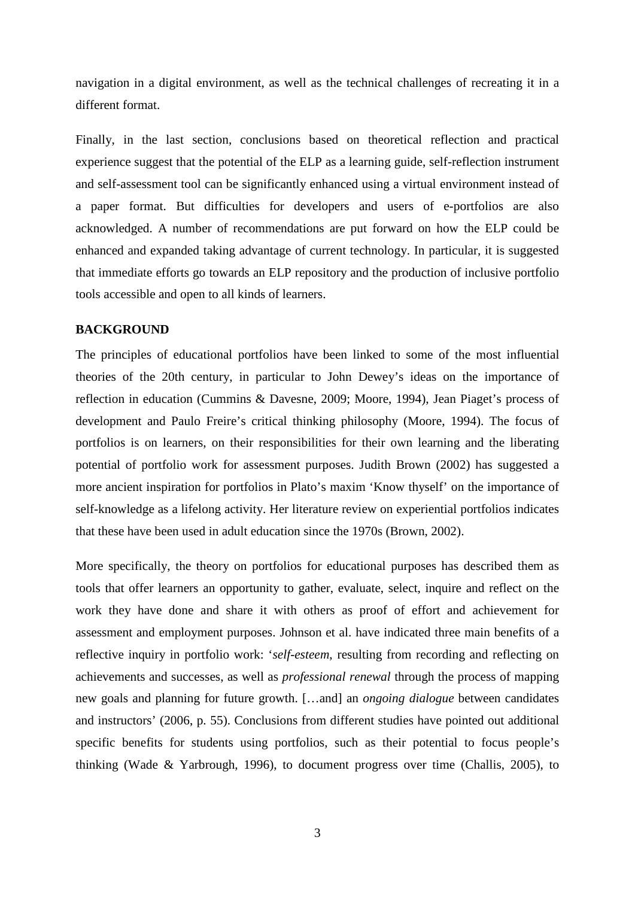navigation in a digital environment, as well as the technical challenges of recreating it in a different format.

Finally, in the last section, conclusions based on theoretical reflection and practical experience suggest that the potential of the ELP as a learning guide, self-reflection instrument and self-assessment tool can be significantly enhanced using a virtual environment instead of a paper format. But difficulties for developers and users of e-portfolios are also acknowledged. A number of recommendations are put forward on how the ELP could be enhanced and expanded taking advantage of current technology. In particular, it is suggested that immediate efforts go towards an ELP repository and the production of inclusive portfolio tools accessible and open to all kinds of learners.

## BACKGROUND

The principles of educational portfolios have been linked to some of the most influential theories of the 20th century, in particular to John Dewey's ideas on the importance of reflection in education (Cummins & Davesne, 2009; Moore, 1994), Jean Piaget's process of development and Paulo Freire's critical thinking philosophy (Moore, 1994). The focus of portfolios is on learners, on their responsibilities for their own learning and the liberating potential of portfolio work for assessment purposes. Judith Brown (2002) has suggested a more ancient inspiration for portfolios in Plato's maxim 'Know thyself' on the importance of self-knowledge as a lifelong activity. Her literature review on experiential portfolios indicates that these have been used in adult education since the 1970s (Brown, 2002).

More specifically, the theory on portfolios for educational purposes has described them as tools that offer learners an opportunity to gather, evaluate, select, inquire and reflect on the work they have done and share it with others as proof of effort and achievement for assessment and employment purposes. Johnson et al. have indicated three main benefits of a reflective inquiry in portfolio work: '*self-esteem*, resulting from recording and reflecting on achievements and successes, as well as *professional renewal* through the process of mapping new goals and planning for future growth. […and] an *ongoing dialogue* between candidates and instructors' (2006, p. 55). Conclusions from different studies have pointed out additional specific benefits for students using portfolios, such as their potential to focus people's thinking (Wade & Yarbrough, 1996), to document progress over time (Challis, 2005), to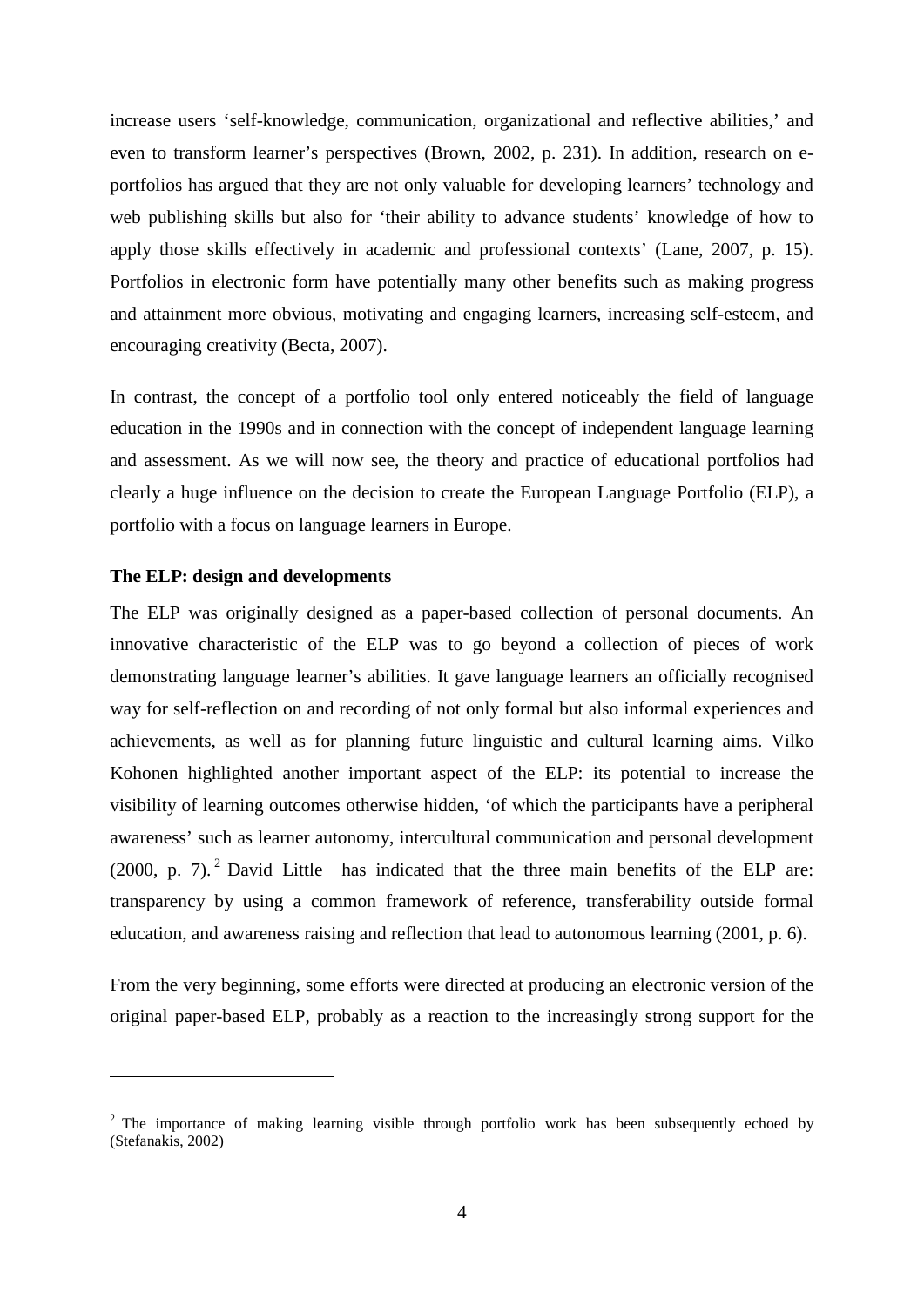increase users 'self-knowledge, communication, organizational and reflective abilities,' and even to transform learner's perspectives (Brown, 2002, p. 231). In addition, research on e-portfolios has argued that they are not only valuable for developing learners' technology and web publishing skills but also for 'their ability to advance students' knowledge of how to apply those skills effectively in academic and professional contexts' (Lane, 2007, p. 15). Portfolios in electronic form have potentially many other benefits such as making progress and attainment more obvious, motivating and engaging learners, increasing self-esteem, and encouraging creativity (Becta, 2007).

In contrast, the concept of a portfolio tool only entered noticeably the field of language education in the 1990s and in connection with the concept of independent language learning and assessment. As we will now see, the theory and practice of educational portfolios had clearly a huge influence on the decision to create the European Language Portfolio (ELP), a portfolio with a focus on language learners in Europe.

**The ELP: design and developments**

The ELP was originally designed as a paper-based collection of personal documents. An innovative characteristic of the ELP was to go beyond a collection of pieces of work demonstrating language learner's abilities. It gave language learners an officially recognised way for self-reflection on and recording of not only formal but also informal experiences and achievements, as well as for planning future linguistic and cultural learning aims. Vilko Kohonen highlighted another important aspect of the ELP: its potential to increase the visibility of learning outcomes otherwise hidden, 'of which the participants have a peripheral awareness' such as learner autonomy, intercultural communication and personal development (2000, p. 7).[2] David Little has indicated that the three main benefits of the ELP are: transparency by using a common framework of reference, transferability outside formal education, and awareness raising and reflection that lead to autonomous learning (2001, p. 6).

From the very beginning, some efforts were directed at producing an electronic version of the original paper-based ELP, probably as a reaction to the increasingly strong support for the

[2] The importance of making learning visible through portfolio work has been subsequently echoed by (Stefanakis, 2002)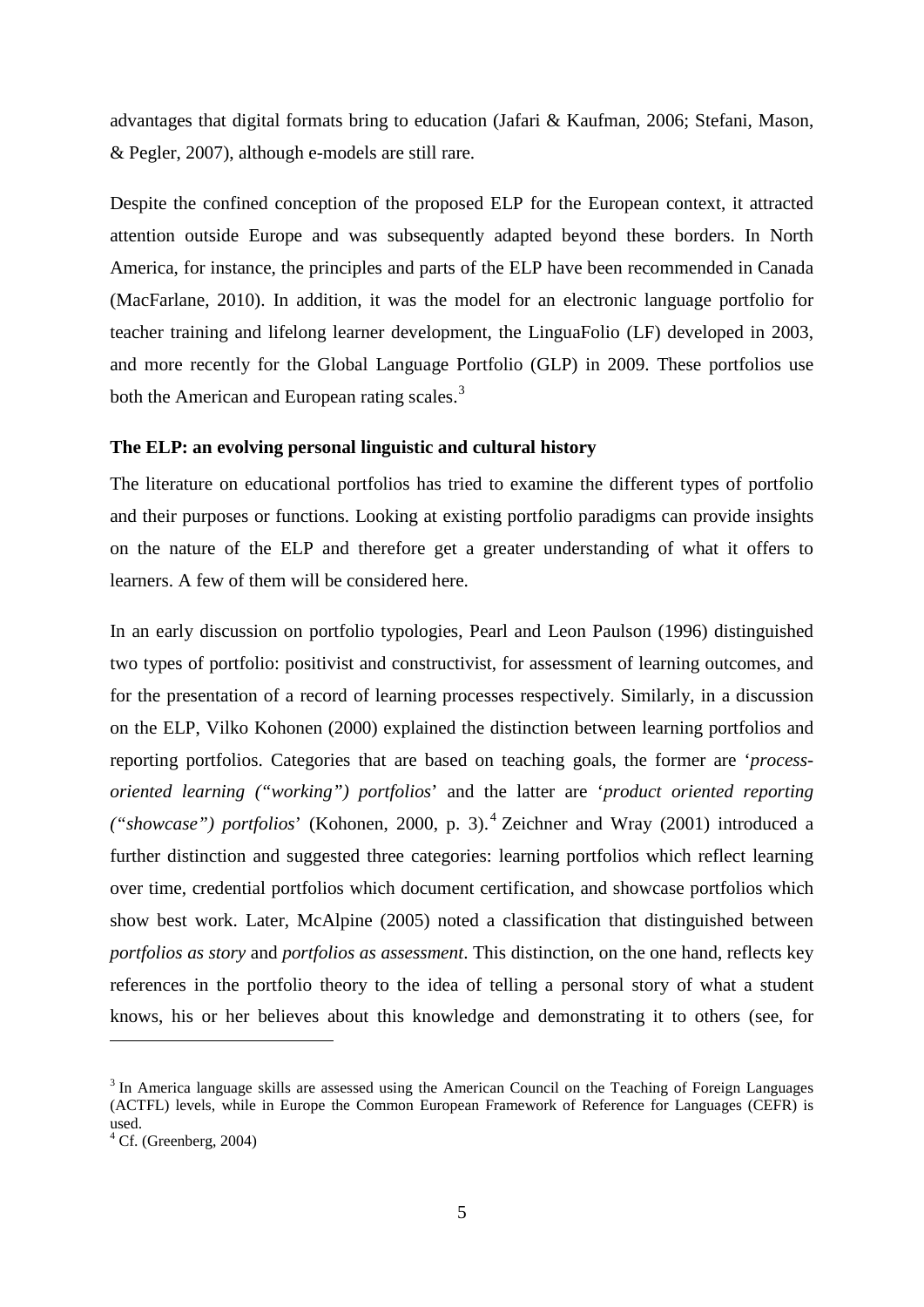advantages that digital formats bring to education (Jafari & Kaufman, 2006; Stefani, Mason, & Pegler, 2007), although e-models are still rare.

Despite the confined conception of the proposed ELP for the European context, it attracted attention outside Europe and was subsequently adapted beyond these borders. In North America, for instance, the principles and parts of the ELP have been recommended in Canada (MacFarlane, 2010). In addition, it was the model for an electronic language portfolio for teacher training and lifelong learner development, the LinguaFolio (LF) developed in 2003, and more recently for the Global Language Portfolio (GLP) in 2009. These portfolios use both the American and European rating scales.[3]

### The ELP: an evolving personal linguistic and cultural history

The literature on educational portfolios has tried to examine the different types of portfolio and their purposes or functions. Looking at existing portfolio paradigms can provide insights on the nature of the ELP and therefore get a greater understanding of what it offers to learners. A few of them will be considered here.

In an early discussion on portfolio typologies, Pearl and Leon Paulson (1996) distinguished two types of portfolio: positivist and constructivist, for assessment of learning outcomes, and for the presentation of a record of learning processes respectively. Similarly, in a discussion on the ELP, Vilko Kohonen (2000) explained the distinction between learning portfolios and reporting portfolios. Categories that are based on teaching goals, the former are '*process-oriented learning ("working") portfolios*' and the latter are '*product oriented reporting ("showcase") portfolios*' (Kohonen, 2000, p. 3).[4] Zeichner and Wray (2001) introduced a further distinction and suggested three categories: learning portfolios which reflect learning over time, credential portfolios which document certification, and showcase portfolios which show best work. Later, McAlpine (2005) noted a classification that distinguished between *portfolios as story* and *portfolios as assessment*. This distinction, on the one hand, reflects key references in the portfolio theory to the idea of telling a personal story of what a student knows, his or her believes about this knowledge and demonstrating it to others (see, for

---

[3] In America language skills are assessed using the American Council on the Teaching of Foreign Languages (ACTFL) levels, while in Europe the Common European Framework of Reference for Languages (CEFR) is used.

[4] Cf. (Greenberg, 2004)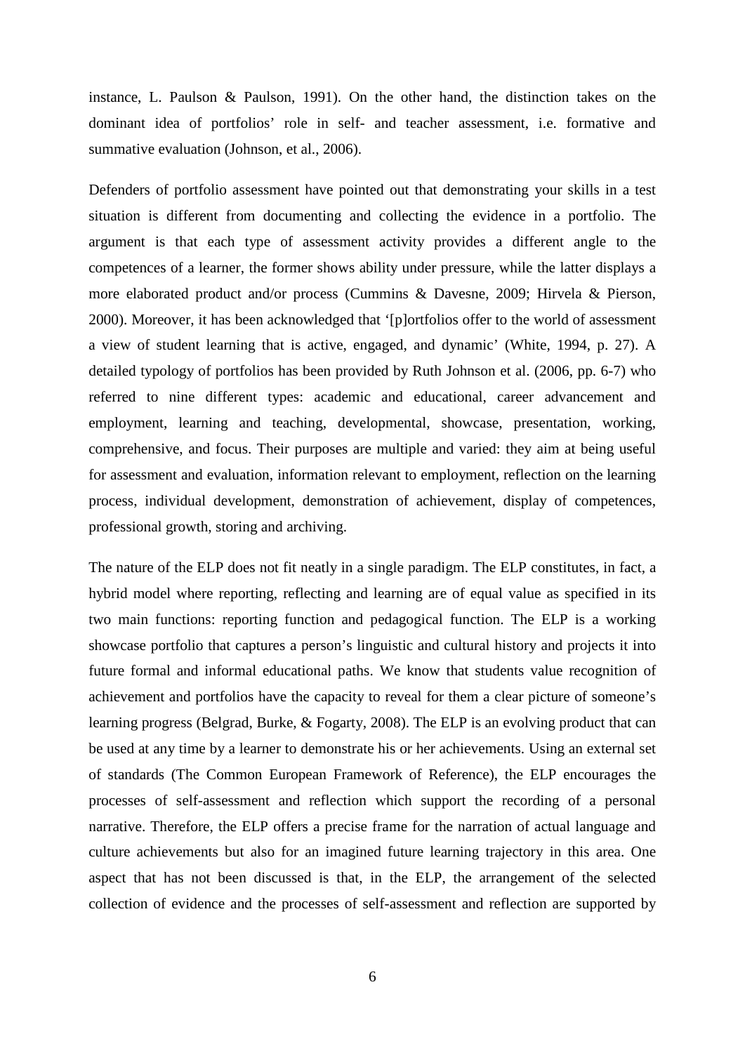instance, L. Paulson & Paulson, 1991). On the other hand, the distinction takes on the dominant idea of portfolios' role in self- and teacher assessment, i.e. formative and summative evaluation (Johnson, et al., 2006).

Defenders of portfolio assessment have pointed out that demonstrating your skills in a test situation is different from documenting and collecting the evidence in a portfolio. The argument is that each type of assessment activity provides a different angle to the competences of a learner, the former shows ability under pressure, while the latter displays a more elaborated product and/or process (Cummins & Davesne, 2009; Hirvela & Pierson, 2000). Moreover, it has been acknowledged that '[p]ortfolios offer to the world of assessment a view of student learning that is active, engaged, and dynamic' (White, 1994, p. 27). A detailed typology of portfolios has been provided by Ruth Johnson et al. (2006, pp. 6-7) who referred to nine different types: academic and educational, career advancement and employment, learning and teaching, developmental, showcase, presentation, working, comprehensive, and focus. Their purposes are multiple and varied: they aim at being useful for assessment and evaluation, information relevant to employment, reflection on the learning process, individual development, demonstration of achievement, display of competences, professional growth, storing and archiving.

The nature of the ELP does not fit neatly in a single paradigm. The ELP constitutes, in fact, a hybrid model where reporting, reflecting and learning are of equal value as specified in its two main functions: reporting function and pedagogical function. The ELP is a working showcase portfolio that captures a person's linguistic and cultural history and projects it into future formal and informal educational paths. We know that students value recognition of achievement and portfolios have the capacity to reveal for them a clear picture of someone's learning progress (Belgrad, Burke, & Fogarty, 2008). The ELP is an evolving product that can be used at any time by a learner to demonstrate his or her achievements. Using an external set of standards (The Common European Framework of Reference), the ELP encourages the processes of self-assessment and reflection which support the recording of a personal narrative. Therefore, the ELP offers a precise frame for the narration of actual language and culture achievements but also for an imagined future learning trajectory in this area. One aspect that has not been discussed is that, in the ELP, the arrangement of the selected collection of evidence and the processes of self-assessment and reflection are supported by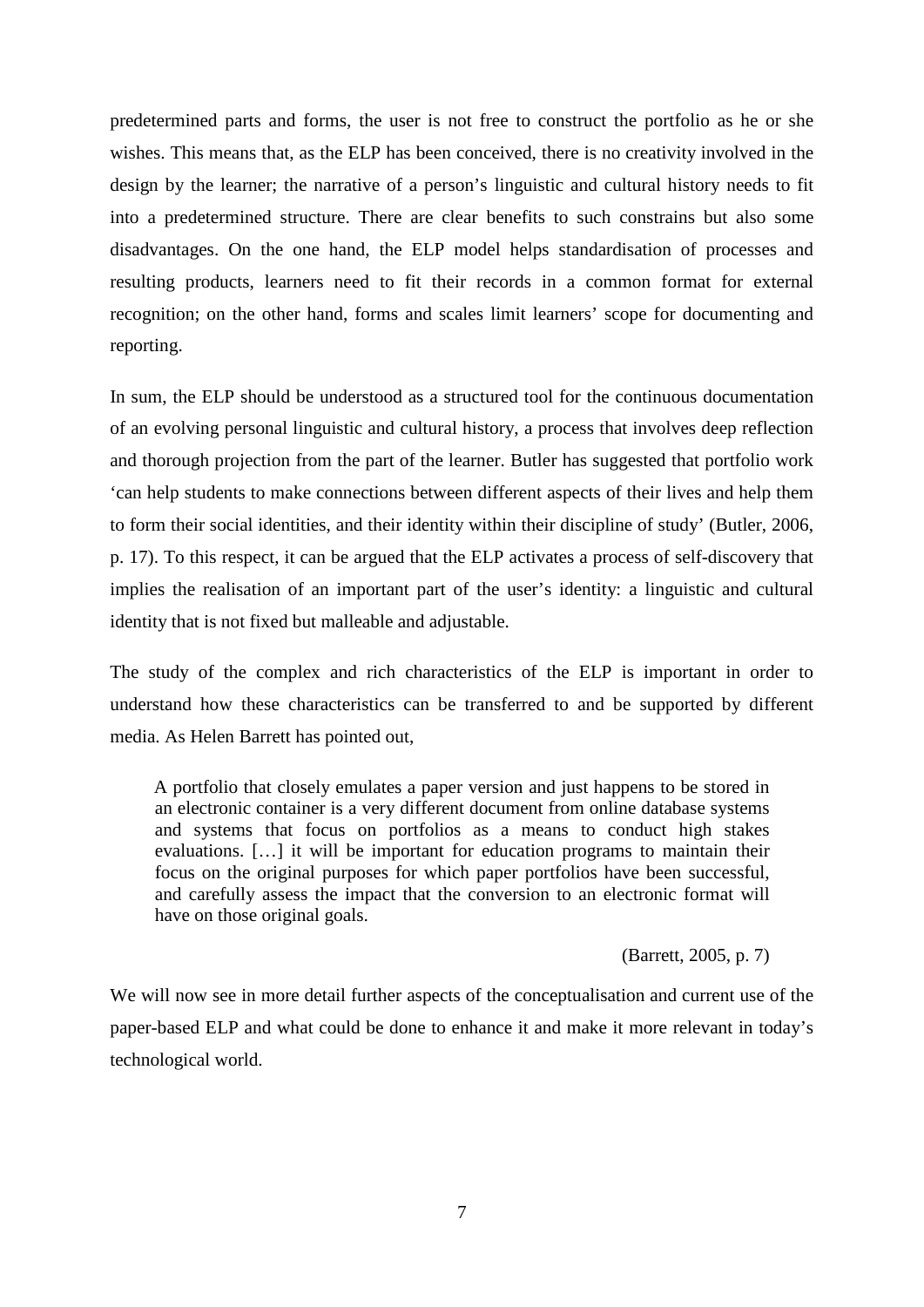predetermined parts and forms, the user is not free to construct the portfolio as he or she wishes. This means that, as the ELP has been conceived, there is no creativity involved in the design by the learner; the narrative of a person's linguistic and cultural history needs to fit into a predetermined structure. There are clear benefits to such constrains but also some disadvantages. On the one hand, the ELP model helps standardisation of processes and resulting products, learners need to fit their records in a common format for external recognition; on the other hand, forms and scales limit learners' scope for documenting and reporting.

In sum, the ELP should be understood as a structured tool for the continuous documentation of an evolving personal linguistic and cultural history, a process that involves deep reflection and thorough projection from the part of the learner. Butler has suggested that portfolio work 'can help students to make connections between different aspects of their lives and help them to form their social identities, and their identity within their discipline of study' (Butler, 2006, p. 17). To this respect, it can be argued that the ELP activates a process of self-discovery that implies the realisation of an important part of the user's identity: a linguistic and cultural identity that is not fixed but malleable and adjustable.

The study of the complex and rich characteristics of the ELP is important in order to understand how these characteristics can be transferred to and be supported by different media. As Helen Barrett has pointed out,

> A portfolio that closely emulates a paper version and just happens to be stored in an electronic container is a very different document from online database systems and systems that focus on portfolios as a means to conduct high stakes evaluations. […] it will be important for education programs to maintain their focus on the original purposes for which paper portfolios have been successful, and carefully assess the impact that the conversion to an electronic format will have on those original goals.
>
> (Barrett, 2005, p. 7)

We will now see in more detail further aspects of the conceptualisation and current use of the paper-based ELP and what could be done to enhance it and make it more relevant in today's technological world.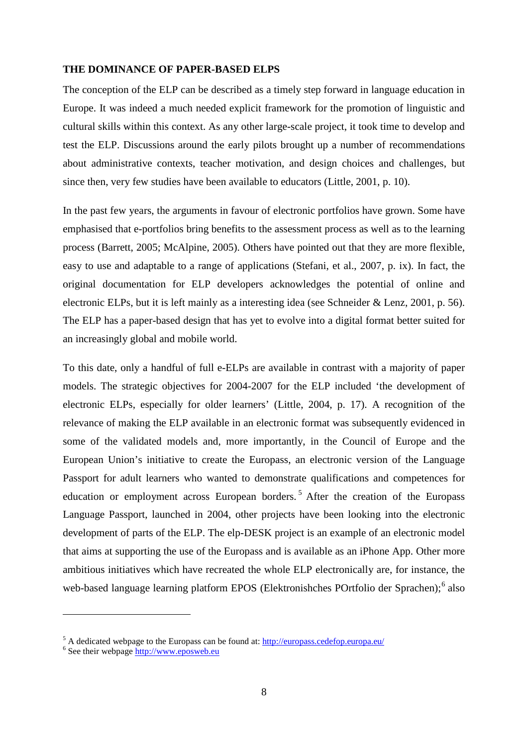## THE DOMINANCE OF PAPER-BASED ELPS

The conception of the ELP can be described as a timely step forward in language education in Europe. It was indeed a much needed explicit framework for the promotion of linguistic and cultural skills within this context. As any other large-scale project, it took time to develop and test the ELP. Discussions around the early pilots brought up a number of recommendations about administrative contexts, teacher motivation, and design choices and challenges, but since then, very few studies have been available to educators (Little, 2001, p. 10).

In the past few years, the arguments in favour of electronic portfolios have grown. Some have emphasised that e-portfolios bring benefits to the assessment process as well as to the learning process (Barrett, 2005; McAlpine, 2005). Others have pointed out that they are more flexible, easy to use and adaptable to a range of applications (Stefani, et al., 2007, p. ix). In fact, the original documentation for ELP developers acknowledges the potential of online and electronic ELPs, but it is left mainly as a interesting idea (see Schneider & Lenz, 2001, p. 56). The ELP has a paper-based design that has yet to evolve into a digital format better suited for an increasingly global and mobile world.

To this date, only a handful of full e-ELPs are available in contrast with a majority of paper models. The strategic objectives for 2004-2007 for the ELP included 'the development of electronic ELPs, especially for older learners' (Little, 2004, p. 17). A recognition of the relevance of making the ELP available in an electronic format was subsequently evidenced in some of the validated models and, more importantly, in the Council of Europe and the European Union's initiative to create the Europass, an electronic version of the Language Passport for adult learners who wanted to demonstrate qualifications and competences for education or employment across European borders.[5] After the creation of the Europass Language Passport, launched in 2004, other projects have been looking into the electronic development of parts of the ELP. The elp-DESK project is an example of an electronic model that aims at supporting the use of the Europass and is available as an iPhone App. Other more ambitious initiatives which have recreated the whole ELP electronically are, for instance, the web-based language learning platform EPOS (Elektronishches POrtfolio der Sprachen);[6] also

[5] A dedicated webpage to the Europass can be found at: http://europass.cedefop.europa.eu/

[6] See their webpage http://www.eposweb.eu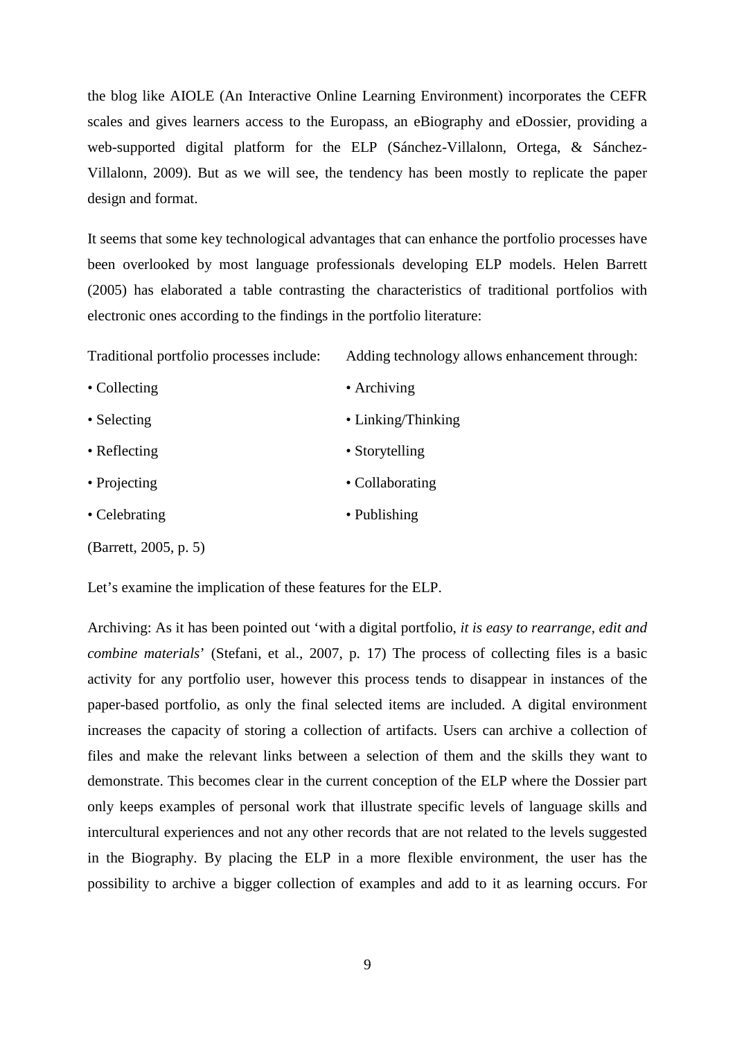the blog like AIOLE (An Interactive Online Learning Environment) incorporates the CEFR scales and gives learners access to the Europass, an eBiography and eDossier, providing a web-supported digital platform for the ELP (Sánchez-Villalonn, Ortega, & Sánchez-Villalonn, 2009). But as we will see, the tendency has been mostly to replicate the paper design and format.

It seems that some key technological advantages that can enhance the portfolio processes have been overlooked by most language professionals developing ELP models. Helen Barrett (2005) has elaborated a table contrasting the characteristics of traditional portfolios with electronic ones according to the findings in the portfolio literature:

| Traditional portfolio processes include: | Adding technology allows enhancement through: |
|---|---|
| • Collecting | • Archiving |
| • Selecting | • Linking/Thinking |
| • Reflecting | • Storytelling |
| • Projecting | • Collaborating |
| • Celebrating | • Publishing |

(Barrett, 2005, p. 5)

Let's examine the implication of these features for the ELP.

Archiving: As it has been pointed out 'with a digital portfolio, *it is easy to rearrange, edit and combine materials*' (Stefani, et al., 2007, p. 17) The process of collecting files is a basic activity for any portfolio user, however this process tends to disappear in instances of the paper-based portfolio, as only the final selected items are included. A digital environment increases the capacity of storing a collection of artifacts. Users can archive a collection of files and make the relevant links between a selection of them and the skills they want to demonstrate. This becomes clear in the current conception of the ELP where the Dossier part only keeps examples of personal work that illustrate specific levels of language skills and intercultural experiences and not any other records that are not related to the levels suggested in the Biography. By placing the ELP in a more flexible environment, the user has the possibility to archive a bigger collection of examples and add to it as learning occurs. For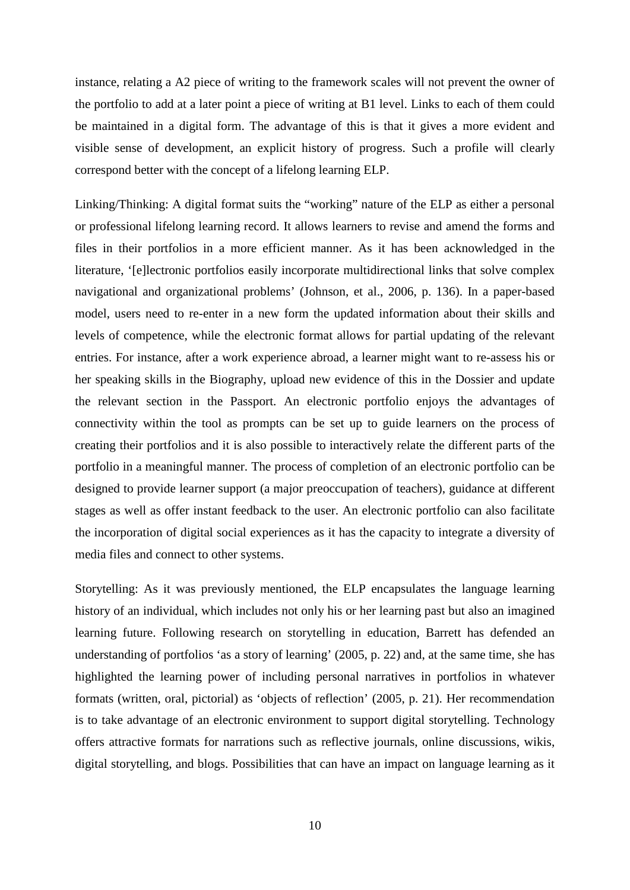instance, relating a A2 piece of writing to the framework scales will not prevent the owner of the portfolio to add at a later point a piece of writing at B1 level. Links to each of them could be maintained in a digital form. The advantage of this is that it gives a more evident and visible sense of development, an explicit history of progress. Such a profile will clearly correspond better with the concept of a lifelong learning ELP.

Linking/Thinking: A digital format suits the "working" nature of the ELP as either a personal or professional lifelong learning record. It allows learners to revise and amend the forms and files in their portfolios in a more efficient manner. As it has been acknowledged in the literature, '[e]lectronic portfolios easily incorporate multidirectional links that solve complex navigational and organizational problems' (Johnson, et al., 2006, p. 136). In a paper-based model, users need to re-enter in a new form the updated information about their skills and levels of competence, while the electronic format allows for partial updating of the relevant entries. For instance, after a work experience abroad, a learner might want to re-assess his or her speaking skills in the Biography, upload new evidence of this in the Dossier and update the relevant section in the Passport. An electronic portfolio enjoys the advantages of connectivity within the tool as prompts can be set up to guide learners on the process of creating their portfolios and it is also possible to interactively relate the different parts of the portfolio in a meaningful manner. The process of completion of an electronic portfolio can be designed to provide learner support (a major preoccupation of teachers), guidance at different stages as well as offer instant feedback to the user. An electronic portfolio can also facilitate the incorporation of digital social experiences as it has the capacity to integrate a diversity of media files and connect to other systems.

Storytelling: As it was previously mentioned, the ELP encapsulates the language learning history of an individual, which includes not only his or her learning past but also an imagined learning future. Following research on storytelling in education, Barrett has defended an understanding of portfolios 'as a story of learning' (2005, p. 22) and, at the same time, she has highlighted the learning power of including personal narratives in portfolios in whatever formats (written, oral, pictorial) as 'objects of reflection' (2005, p. 21). Her recommendation is to take advantage of an electronic environment to support digital storytelling. Technology offers attractive formats for narrations such as reflective journals, online discussions, wikis, digital storytelling, and blogs. Possibilities that can have an impact on language learning as it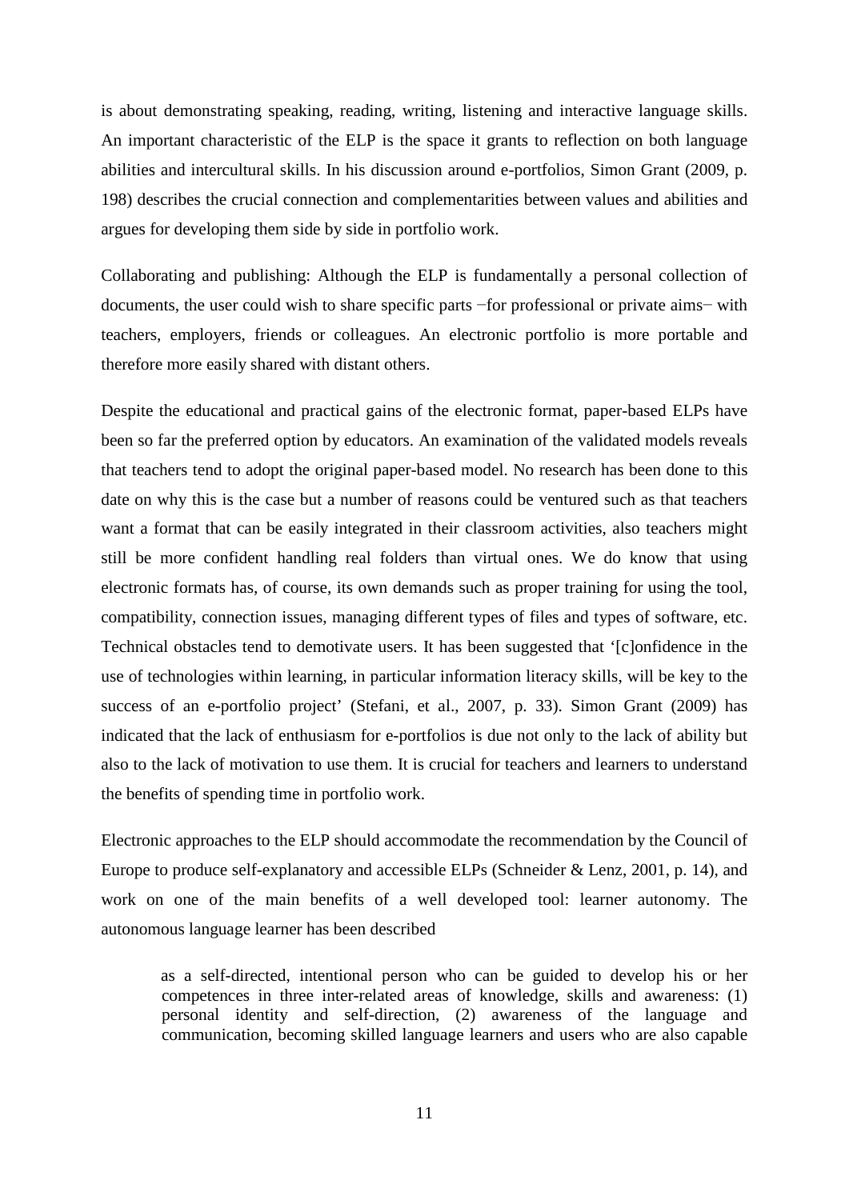is about demonstrating speaking, reading, writing, listening and interactive language skills. An important characteristic of the ELP is the space it grants to reflection on both language abilities and intercultural skills. In his discussion around e-portfolios, Simon Grant (2009, p. 198) describes the crucial connection and complementarities between values and abilities and argues for developing them side by side in portfolio work.

Collaborating and publishing: Although the ELP is fundamentally a personal collection of documents, the user could wish to share specific parts −for professional or private aims− with teachers, employers, friends or colleagues. An electronic portfolio is more portable and therefore more easily shared with distant others.

Despite the educational and practical gains of the electronic format, paper-based ELPs have been so far the preferred option by educators. An examination of the validated models reveals that teachers tend to adopt the original paper-based model. No research has been done to this date on why this is the case but a number of reasons could be ventured such as that teachers want a format that can be easily integrated in their classroom activities, also teachers might still be more confident handling real folders than virtual ones. We do know that using electronic formats has, of course, its own demands such as proper training for using the tool, compatibility, connection issues, managing different types of files and types of software, etc. Technical obstacles tend to demotivate users. It has been suggested that '[c]onfidence in the use of technologies within learning, in particular information literacy skills, will be key to the success of an e-portfolio project' (Stefani, et al., 2007, p. 33). Simon Grant (2009) has indicated that the lack of enthusiasm for e-portfolios is due not only to the lack of ability but also to the lack of motivation to use them. It is crucial for teachers and learners to understand the benefits of spending time in portfolio work.

Electronic approaches to the ELP should accommodate the recommendation by the Council of Europe to produce self-explanatory and accessible ELPs (Schneider & Lenz, 2001, p. 14), and work on one of the main benefits of a well developed tool: learner autonomy. The autonomous language learner has been described

> as a self-directed, intentional person who can be guided to develop his or her competences in three inter-related areas of knowledge, skills and awareness: (1) personal identity and self-direction, (2) awareness of the language and communication, becoming skilled language learners and users who are also capable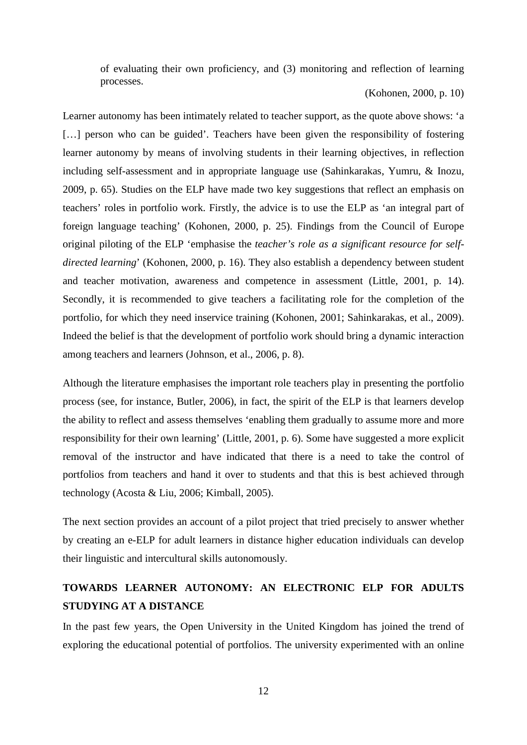> of evaluating their own proficiency, and (3) monitoring and reflection of learning processes.
>
> (Kohonen, 2000, p. 10)

Learner autonomy has been intimately related to teacher support, as the quote above shows: 'a […] person who can be guided'. Teachers have been given the responsibility of fostering learner autonomy by means of involving students in their learning objectives, in reflection including self-assessment and in appropriate language use (Sahinkarakas, Yumru, & Inozu, 2009, p. 65). Studies on the ELP have made two key suggestions that reflect an emphasis on teachers' roles in portfolio work. Firstly, the advice is to use the ELP as 'an integral part of foreign language teaching' (Kohonen, 2000, p. 25). Findings from the Council of Europe original piloting of the ELP 'emphasise the *teacher's role as a significant resource for self-directed learning*' (Kohonen, 2000, p. 16). They also establish a dependency between student and teacher motivation, awareness and competence in assessment (Little, 2001, p. 14). Secondly, it is recommended to give teachers a facilitating role for the completion of the portfolio, for which they need inservice training (Kohonen, 2001; Sahinkarakas, et al., 2009). Indeed the belief is that the development of portfolio work should bring a dynamic interaction among teachers and learners (Johnson, et al., 2006, p. 8).

Although the literature emphasises the important role teachers play in presenting the portfolio process (see, for instance, Butler, 2006), in fact, the spirit of the ELP is that learners develop the ability to reflect and assess themselves 'enabling them gradually to assume more and more responsibility for their own learning' (Little, 2001, p. 6). Some have suggested a more explicit removal of the instructor and have indicated that there is a need to take the control of portfolios from teachers and hand it over to students and that this is best achieved through technology (Acosta & Liu, 2006; Kimball, 2005).

The next section provides an account of a pilot project that tried precisely to answer whether by creating an e-ELP for adult learners in distance higher education individuals can develop their linguistic and intercultural skills autonomously.

## TOWARDS LEARNER AUTONOMY: AN ELECTRONIC ELP FOR ADULTS STUDYING AT A DISTANCE

In the past few years, the Open University in the United Kingdom has joined the trend of exploring the educational potential of portfolios. The university experimented with an online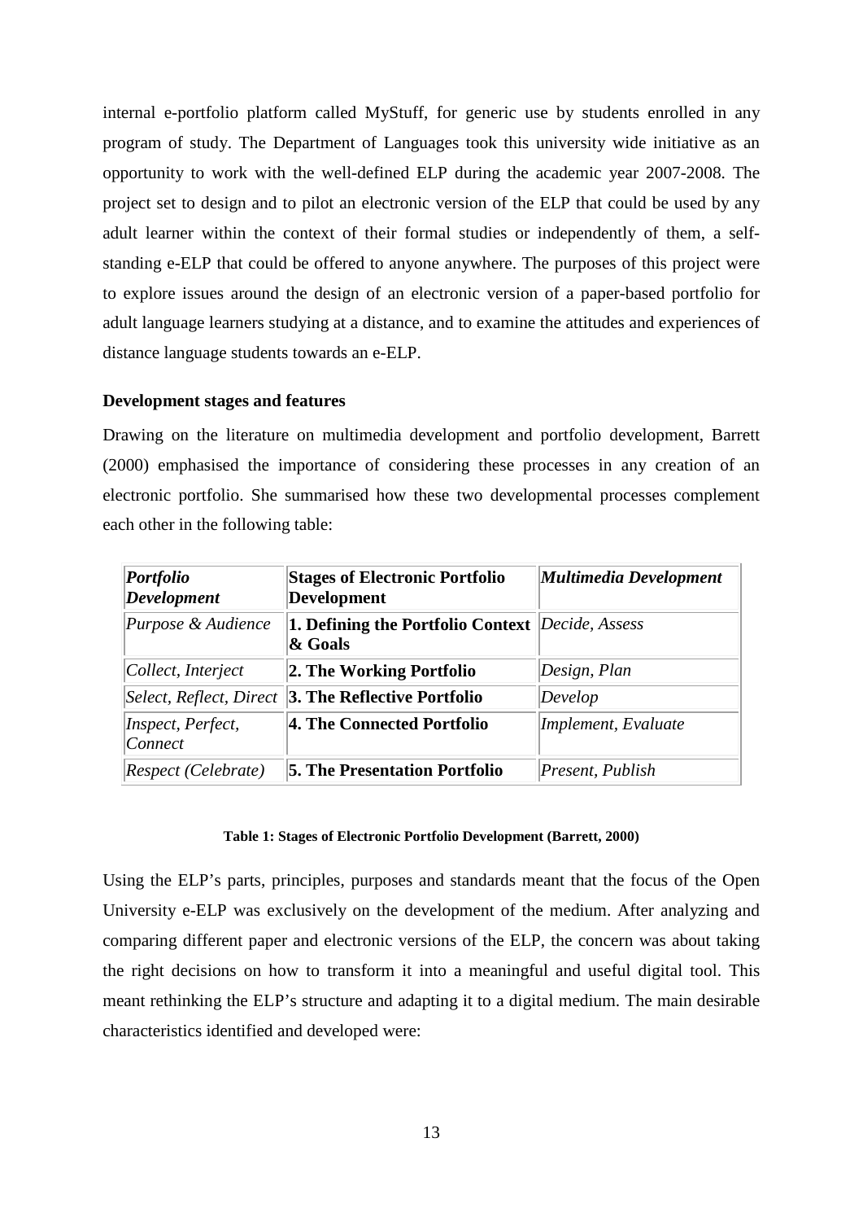internal e-portfolio platform called MyStuff, for generic use by students enrolled in any program of study. The Department of Languages took this university wide initiative as an opportunity to work with the well-defined ELP during the academic year 2007-2008. The project set to design and to pilot an electronic version of the ELP that could be used by any adult learner within the context of their formal studies or independently of them, a self-standing e-ELP that could be offered to anyone anywhere. The purposes of this project were to explore issues around the design of an electronic version of a paper-based portfolio for adult language learners studying at a distance, and to examine the attitudes and experiences of distance language students towards an e-ELP.

**Development stages and features**

Drawing on the literature on multimedia development and portfolio development, Barrett (2000) emphasised the importance of considering these processes in any creation of an electronic portfolio. She summarised how these two developmental processes complement each other in the following table:

| *Portfolio Development* | **Stages of Electronic Portfolio Development** | *Multimedia Development* |
|---|---|---|
| *Purpose & Audience* | **1. Defining the Portfolio Context & Goals** | *Decide, Assess* |
| *Collect, Interject* | **2. The Working Portfolio** | *Design, Plan* |
| *Select, Reflect, Direct* | **3. The Reflective Portfolio** | *Develop* |
| *Inspect, Perfect, Connect* | **4. The Connected Portfolio** | *Implement, Evaluate* |
| *Respect (Celebrate)* | **5. The Presentation Portfolio** | *Present, Publish* |

**Table 1: Stages of Electronic Portfolio Development (Barrett, 2000)**

Using the ELP's parts, principles, purposes and standards meant that the focus of the Open University e-ELP was exclusively on the development of the medium. After analyzing and comparing different paper and electronic versions of the ELP, the concern was about taking the right decisions on how to transform it into a meaningful and useful digital tool. This meant rethinking the ELP's structure and adapting it to a digital medium. The main desirable characteristics identified and developed were: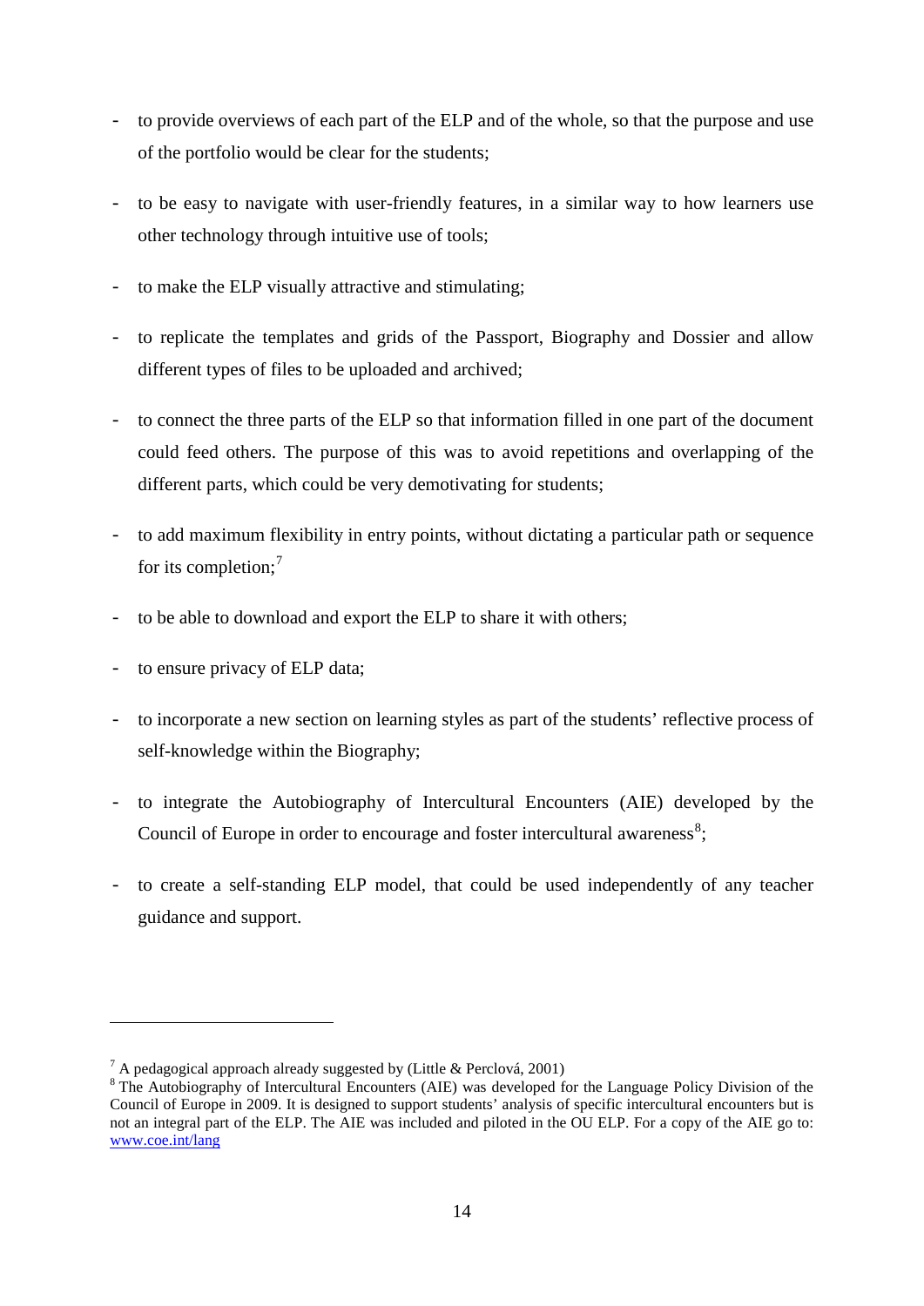- to provide overviews of each part of the ELP and of the whole, so that the purpose and use of the portfolio would be clear for the students;
- to be easy to navigate with user-friendly features, in a similar way to how learners use other technology through intuitive use of tools;
- to make the ELP visually attractive and stimulating;
- to replicate the templates and grids of the Passport, Biography and Dossier and allow different types of files to be uploaded and archived;
- to connect the three parts of the ELP so that information filled in one part of the document could feed others. The purpose of this was to avoid repetitions and overlapping of the different parts, which could be very demotivating for students;
- to add maximum flexibility in entry points, without dictating a particular path or sequence for its completion;[7]
- to be able to download and export the ELP to share it with others;
- to ensure privacy of ELP data;
- to incorporate a new section on learning styles as part of the students' reflective process of self-knowledge within the Biography;
- to integrate the Autobiography of Intercultural Encounters (AIE) developed by the Council of Europe in order to encourage and foster intercultural awareness[8];
- to create a self-standing ELP model, that could be used independently of any teacher guidance and support.

---

[7] A pedagogical approach already suggested by (Little & Perclová, 2001)

[8] The Autobiography of Intercultural Encounters (AIE) was developed for the Language Policy Division of the Council of Europe in 2009. It is designed to support students' analysis of specific intercultural encounters but is not an integral part of the ELP. The AIE was included and piloted in the OU ELP. For a copy of the AIE go to: www.coe.int/lang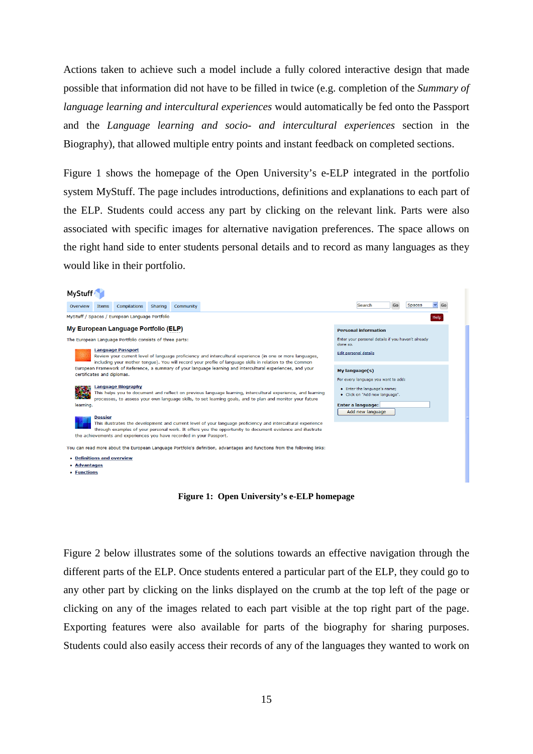Actions taken to achieve such a model include a fully colored interactive design that made possible that information did not have to be filled in twice (e.g. completion of the *Summary of language learning and intercultural experiences* would automatically be fed onto the Passport and the *Language learning and socio- and intercultural experiences* section in the Biography), that allowed multiple entry points and instant feedback on completed sections.

Figure 1 shows the homepage of the Open University's e-ELP integrated in the portfolio system MyStuff. The page includes introductions, definitions and explanations to each part of the ELP. Students could access any part by clicking on the relevant link. Parts were also associated with specific images for alternative navigation preferences. The space allows on the right hand side to enter students personal details and to record as many languages as they would like in their portfolio.

**Figure 1: Open University's e-ELP homepage**

Figure 2 below illustrates some of the solutions towards an effective navigation through the different parts of the ELP. Once students entered a particular part of the ELP, they could go to any other part by clicking on the links displayed on the crumb at the top left of the page or clicking on any of the images related to each part visible at the top right part of the page. Exporting features were also available for parts of the biography for sharing purposes. Students could also easily access their records of any of the languages they wanted to work on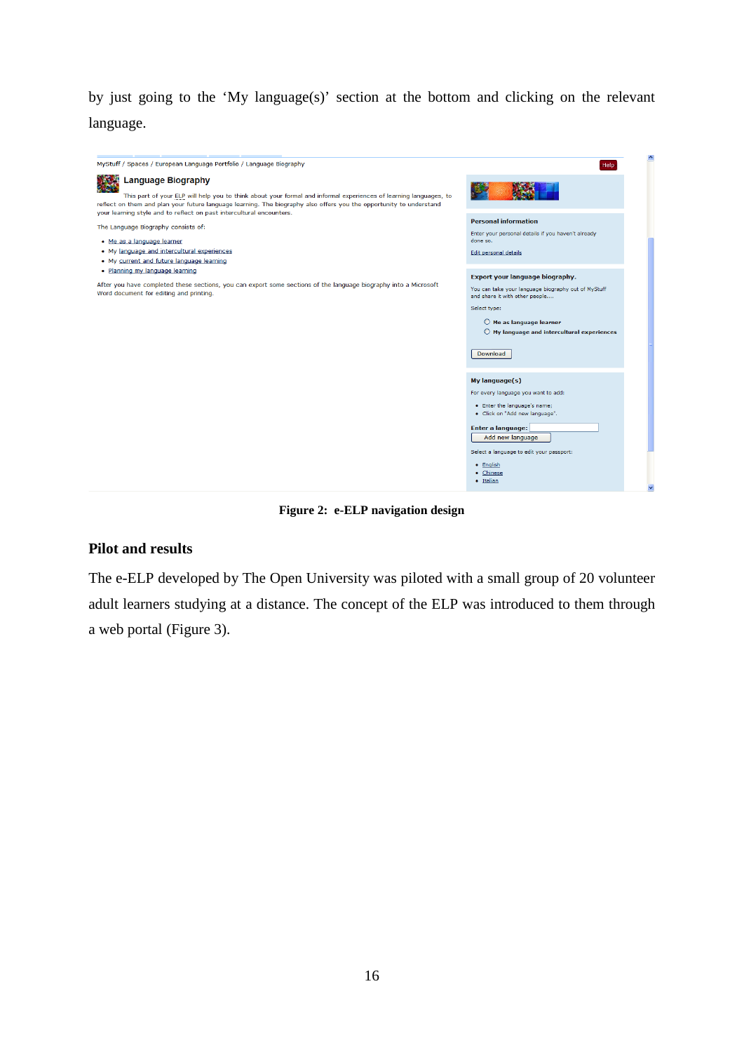by just going to the ‘My language(s)’ section at the bottom and clicking on the relevant language.

**Figure 2: e-ELP navigation design**

## Pilot and results

The e-ELP developed by The Open University was piloted with a small group of 20 volunteer adult learners studying at a distance. The concept of the ELP was introduced to them through a web portal (Figure 3).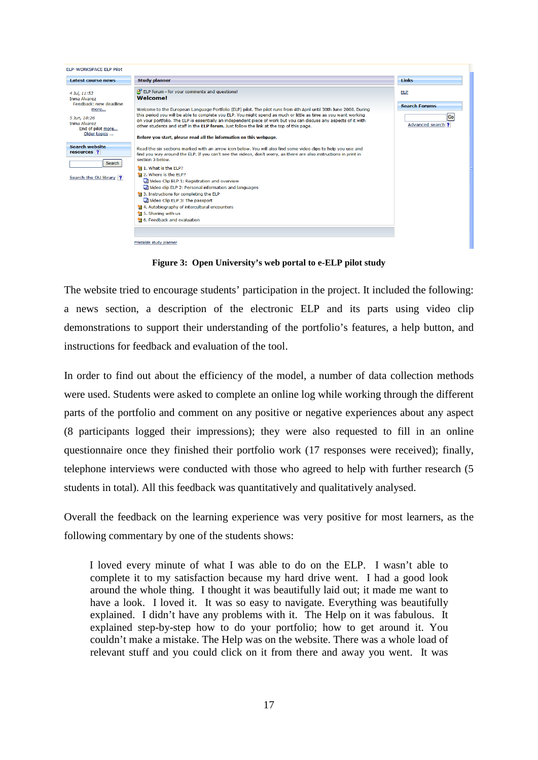**Figure 3: Open University's web portal to e-ELP pilot study**

The website tried to encourage students' participation in the project. It included the following: a news section, a description of the electronic ELP and its parts using video clip demonstrations to support their understanding of the portfolio's features, a help button, and instructions for feedback and evaluation of the tool.

In order to find out about the efficiency of the model, a number of data collection methods were used. Students were asked to complete an online log while working through the different parts of the portfolio and comment on any positive or negative experiences about any aspect (8 participants logged their impressions); they were also requested to fill in an online questionnaire once they finished their portfolio work (17 responses were received); finally, telephone interviews were conducted with those who agreed to help with further research (5 students in total). All this feedback was quantitatively and qualitatively analysed.

Overall the feedback on the learning experience was very positive for most learners, as the following commentary by one of the students shows:

> I loved every minute of what I was able to do on the ELP. I wasn't able to complete it to my satisfaction because my hard drive went. I had a good look around the whole thing. I thought it was beautifully laid out; it made me want to have a look. I loved it. It was so easy to navigate. Everything was beautifully explained. I didn't have any problems with it. The Help on it was fabulous. It explained step-by-step how to do your portfolio; how to get around it. You couldn't make a mistake. The Help was on the website. There was a whole load of relevant stuff and you could click on it from there and away you went. It was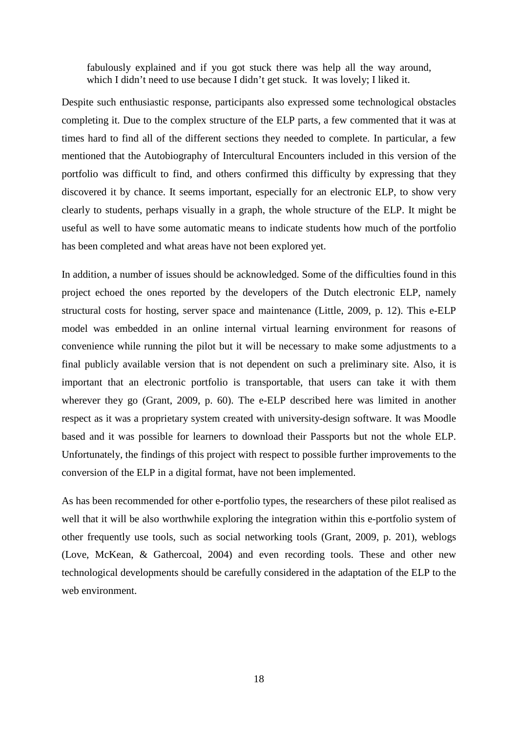> fabulously explained and if you got stuck there was help all the way around, which I didn't need to use because I didn't get stuck. It was lovely; I liked it.

Despite such enthusiastic response, participants also expressed some technological obstacles completing it. Due to the complex structure of the ELP parts, a few commented that it was at times hard to find all of the different sections they needed to complete. In particular, a few mentioned that the Autobiography of Intercultural Encounters included in this version of the portfolio was difficult to find, and others confirmed this difficulty by expressing that they discovered it by chance. It seems important, especially for an electronic ELP, to show very clearly to students, perhaps visually in a graph, the whole structure of the ELP. It might be useful as well to have some automatic means to indicate students how much of the portfolio has been completed and what areas have not been explored yet.

In addition, a number of issues should be acknowledged. Some of the difficulties found in this project echoed the ones reported by the developers of the Dutch electronic ELP, namely structural costs for hosting, server space and maintenance (Little, 2009, p. 12). This e-ELP model was embedded in an online internal virtual learning environment for reasons of convenience while running the pilot but it will be necessary to make some adjustments to a final publicly available version that is not dependent on such a preliminary site. Also, it is important that an electronic portfolio is transportable, that users can take it with them wherever they go (Grant, 2009, p. 60). The e-ELP described here was limited in another respect as it was a proprietary system created with university-design software. It was Moodle based and it was possible for learners to download their Passports but not the whole ELP. Unfortunately, the findings of this project with respect to possible further improvements to the conversion of the ELP in a digital format, have not been implemented.

As has been recommended for other e-portfolio types, the researchers of these pilot realised as well that it will be also worthwhile exploring the integration within this e-portfolio system of other frequently use tools, such as social networking tools (Grant, 2009, p. 201), weblogs (Love, McKean, & Gathercoal, 2004) and even recording tools. These and other new technological developments should be carefully considered in the adaptation of the ELP to the web environment.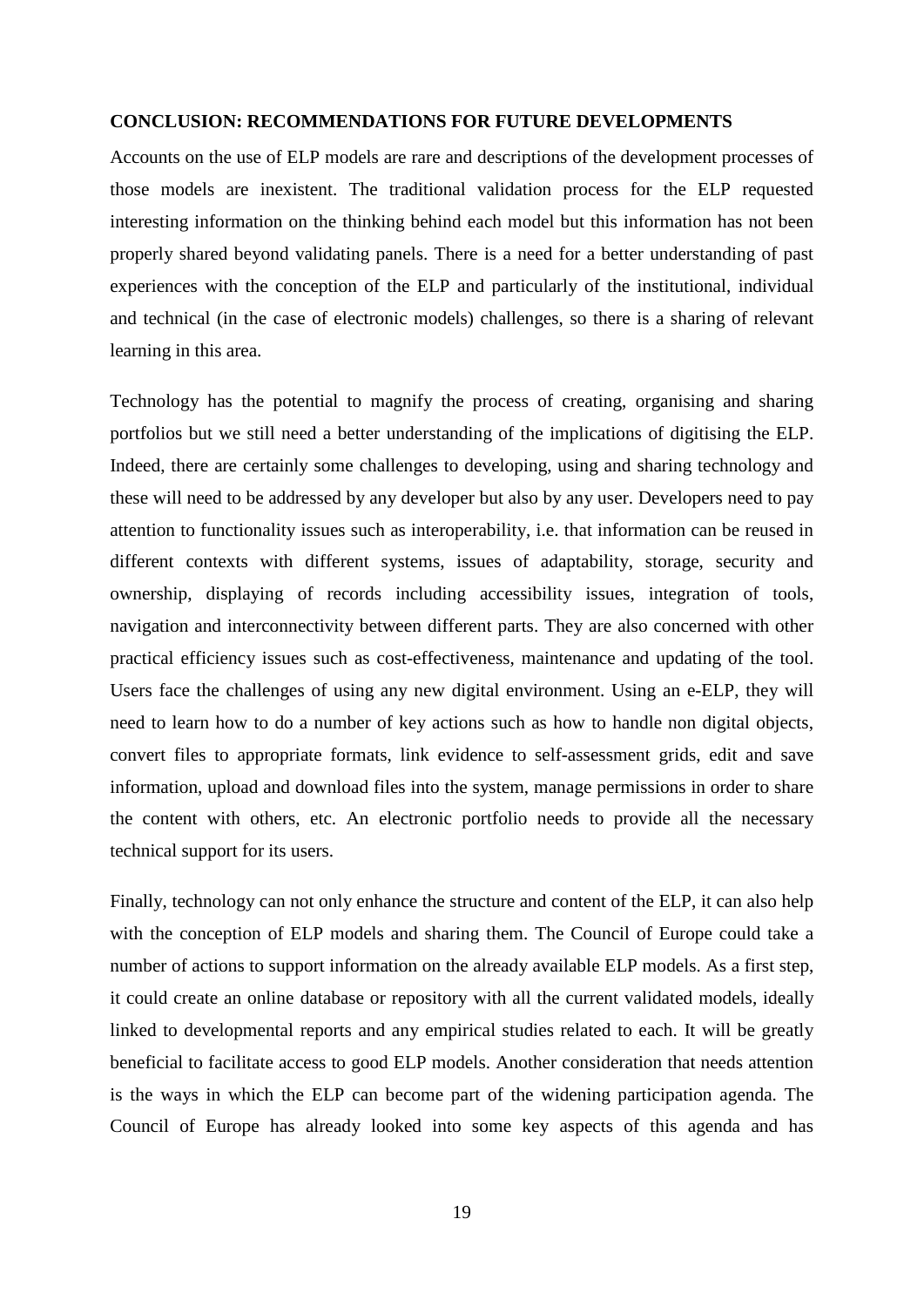## CONCLUSION: RECOMMENDATIONS FOR FUTURE DEVELOPMENTS

Accounts on the use of ELP models are rare and descriptions of the development processes of those models are inexistent. The traditional validation process for the ELP requested interesting information on the thinking behind each model but this information has not been properly shared beyond validating panels. There is a need for a better understanding of past experiences with the conception of the ELP and particularly of the institutional, individual and technical (in the case of electronic models) challenges, so there is a sharing of relevant learning in this area.

Technology has the potential to magnify the process of creating, organising and sharing portfolios but we still need a better understanding of the implications of digitising the ELP. Indeed, there are certainly some challenges to developing, using and sharing technology and these will need to be addressed by any developer but also by any user. Developers need to pay attention to functionality issues such as interoperability, i.e. that information can be reused in different contexts with different systems, issues of adaptability, storage, security and ownership, displaying of records including accessibility issues, integration of tools, navigation and interconnectivity between different parts. They are also concerned with other practical efficiency issues such as cost-effectiveness, maintenance and updating of the tool. Users face the challenges of using any new digital environment. Using an e-ELP, they will need to learn how to do a number of key actions such as how to handle non digital objects, convert files to appropriate formats, link evidence to self-assessment grids, edit and save information, upload and download files into the system, manage permissions in order to share the content with others, etc. An electronic portfolio needs to provide all the necessary technical support for its users.

Finally, technology can not only enhance the structure and content of the ELP, it can also help with the conception of ELP models and sharing them. The Council of Europe could take a number of actions to support information on the already available ELP models. As a first step, it could create an online database or repository with all the current validated models, ideally linked to developmental reports and any empirical studies related to each. It will be greatly beneficial to facilitate access to good ELP models. Another consideration that needs attention is the ways in which the ELP can become part of the widening participation agenda. The Council of Europe has already looked into some key aspects of this agenda and has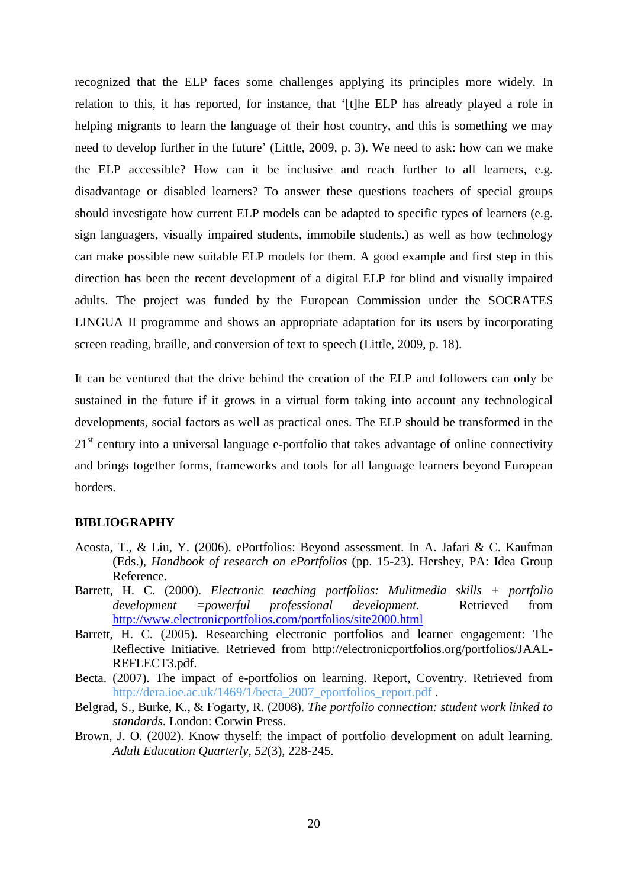recognized that the ELP faces some challenges applying its principles more widely. In relation to this, it has reported, for instance, that '[t]he ELP has already played a role in helping migrants to learn the language of their host country, and this is something we may need to develop further in the future' (Little, 2009, p. 3). We need to ask: how can we make the ELP accessible? How can it be inclusive and reach further to all learners, e.g. disadvantage or disabled learners? To answer these questions teachers of special groups should investigate how current ELP models can be adapted to specific types of learners (e.g. sign languagers, visually impaired students, immobile students.) as well as how technology can make possible new suitable ELP models for them. A good example and first step in this direction has been the recent development of a digital ELP for blind and visually impaired adults. The project was funded by the European Commission under the SOCRATES LINGUA II programme and shows an appropriate adaptation for its users by incorporating screen reading, braille, and conversion of text to speech (Little, 2009, p. 18).

It can be ventured that the drive behind the creation of the ELP and followers can only be sustained in the future if it grows in a virtual form taking into account any technological developments, social factors as well as practical ones. The ELP should be transformed in the 21st century into a universal language e-portfolio that takes advantage of online connectivity and brings together forms, frameworks and tools for all language learners beyond European borders.

## BIBLIOGRAPHY

Acosta, T., & Liu, Y. (2006). ePortfolios: Beyond assessment. In A. Jafari & C. Kaufman (Eds.), *Handbook of research on ePortfolios* (pp. 15-23). Hershey, PA: Idea Group Reference.

Barrett, H. C. (2000). *Electronic teaching portfolios: Mulitmedia skills + portfolio development =powerful professional development*. Retrieved from http://www.electronicportfolios.com/portfolios/site2000.html

Barrett, H. C. (2005). Researching electronic portfolios and learner engagement: The Reflective Initiative. Retrieved from http://electronicportfolios.org/portfolios/JAAL-REFLECT3.pdf.

Becta. (2007). The impact of e-portfolios on learning. Report, Coventry. Retrieved from http://dera.ioe.ac.uk/1469/1/becta_2007_eportfolios_report.pdf .

Belgrad, S., Burke, K., & Fogarty, R. (2008). *The portfolio connection: student work linked to standards*. London: Corwin Press.

Brown, J. O. (2002). Know thyself: the impact of portfolio development on adult learning. *Adult Education Quarterly, 52*(3), 228-245.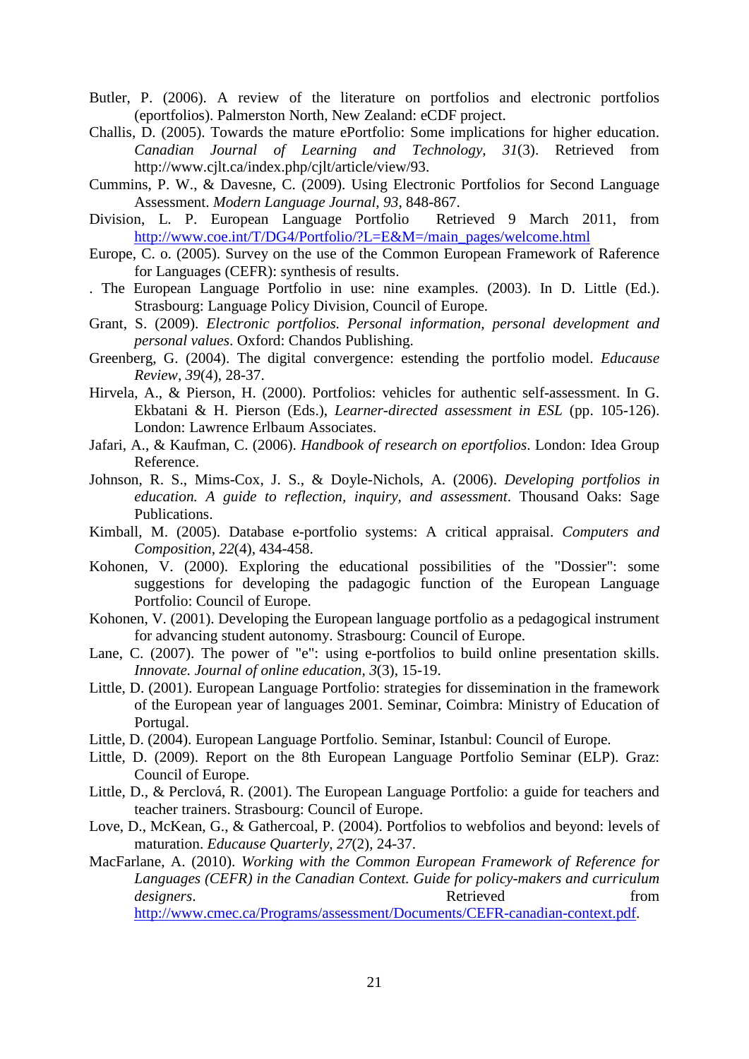Butler, P. (2006). A review of the literature on portfolios and electronic portfolios (eportfolios). Palmerston North, New Zealand: eCDF project.

Challis, D. (2005). Towards the mature ePortfolio: Some implications for higher education. *Canadian Journal of Learning and Technology, 31*(3). Retrieved from http://www.cjlt.ca/index.php/cjlt/article/view/93.

Cummins, P. W., & Davesne, C. (2009). Using Electronic Portfolios for Second Language Assessment. *Modern Language Journal, 93*, 848-867.

Division, L. P. European Language Portfolio Retrieved 9 March 2011, from http://www.coe.int/T/DG4/Portfolio/?L=E&M=/main_pages/welcome.html

Europe, C. o. (2005). Survey on the use of the Common European Framework of Raference for Languages (CEFR): synthesis of results.

. The European Language Portfolio in use: nine examples. (2003). In D. Little (Ed.). Strasbourg: Language Policy Division, Council of Europe.

Grant, S. (2009). *Electronic portfolios. Personal information, personal development and personal values*. Oxford: Chandos Publishing.

Greenberg, G. (2004). The digital convergence: estending the portfolio model. *Educause Review, 39*(4), 28-37.

Hirvela, A., & Pierson, H. (2000). Portfolios: vehicles for authentic self-assessment. In G. Ekbatani & H. Pierson (Eds.), *Learner-directed assessment in ESL* (pp. 105-126). London: Lawrence Erlbaum Associates.

Jafari, A., & Kaufman, C. (2006). *Handbook of research on eportfolios*. London: Idea Group Reference.

Johnson, R. S., Mims-Cox, J. S., & Doyle-Nichols, A. (2006). *Developing portfolios in education. A guide to reflection, inquiry, and assessment*. Thousand Oaks: Sage Publications.

Kimball, M. (2005). Database e-portfolio systems: A critical appraisal. *Computers and Composition, 22*(4), 434-458.

Kohonen, V. (2000). Exploring the educational possibilities of the "Dossier": some suggestions for developing the padagogic function of the European Language Portfolio: Council of Europe.

Kohonen, V. (2001). Developing the European language portfolio as a pedagogical instrument for advancing student autonomy. Strasbourg: Council of Europe.

Lane, C. (2007). The power of "e": using e-portfolios to build online presentation skills. *Innovate. Journal of online education, 3*(3), 15-19.

Little, D. (2001). European Language Portfolio: strategies for dissemination in the framework of the European year of languages 2001. Seminar, Coimbra: Ministry of Education of Portugal.

Little, D. (2004). European Language Portfolio. Seminar, Istanbul: Council of Europe.

Little, D. (2009). Report on the 8th European Language Portfolio Seminar (ELP). Graz: Council of Europe.

Little, D., & Perclová, R. (2001). The European Language Portfolio: a guide for teachers and teacher trainers. Strasbourg: Council of Europe.

Love, D., McKean, G., & Gathercoal, P. (2004). Portfolios to webfolios and beyond: levels of maturation. *Educause Quarterly, 27*(2), 24-37.

MacFarlane, A. (2010). *Working with the Common European Framework of Reference for Languages (CEFR) in the Canadian Context. Guide for policy-makers and curriculum designers*. Retrieved from http://www.cmec.ca/Programs/assessment/Documents/CEFR-canadian-context.pdf.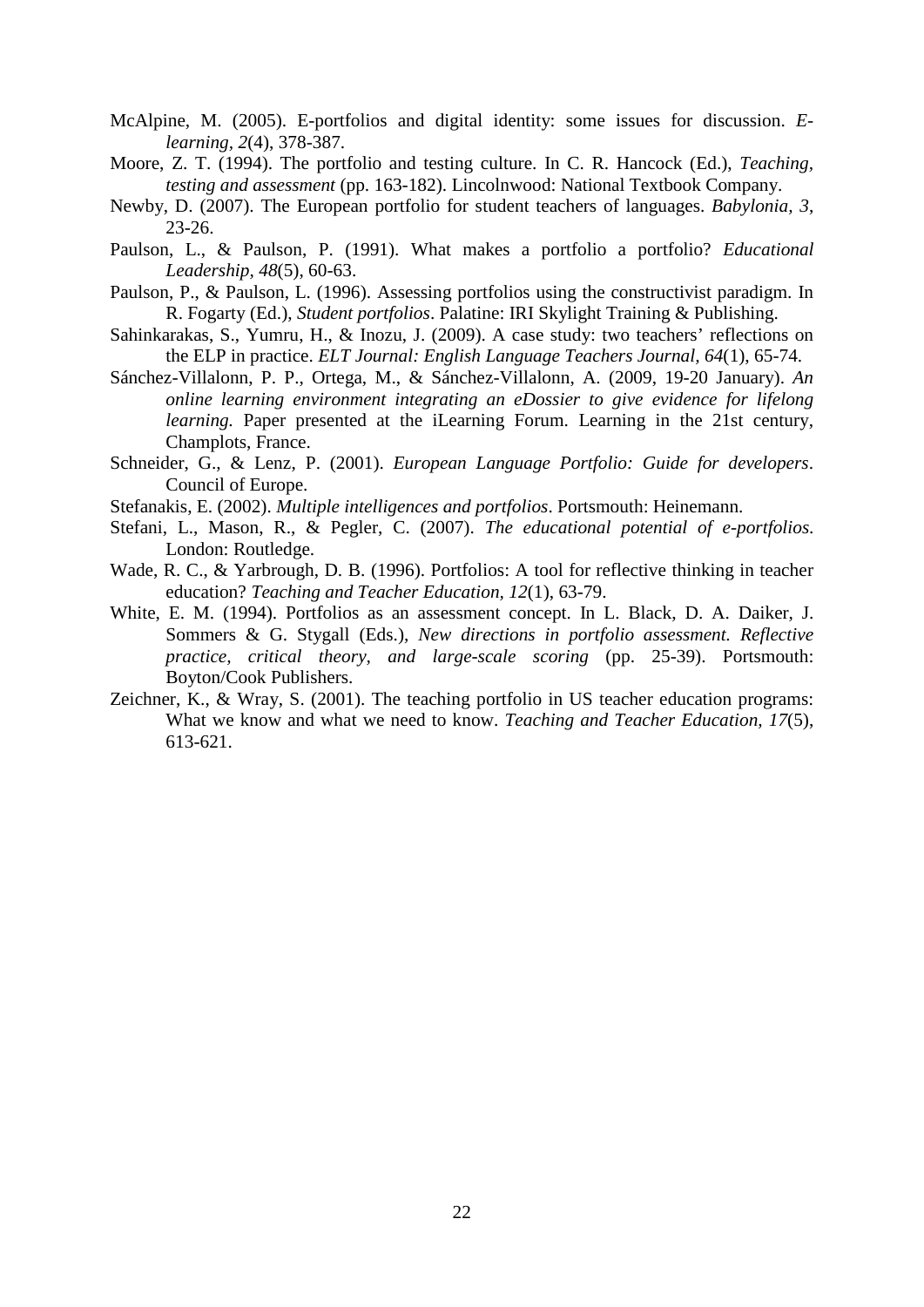McAlpine, M. (2005). E-portfolios and digital identity: some issues for discussion. *E-learning, 2*(4), 378-387.

Moore, Z. T. (1994). The portfolio and testing culture. In C. R. Hancock (Ed.), *Teaching, testing and assessment* (pp. 163-182). Lincolnwood: National Textbook Company.

Newby, D. (2007). The European portfolio for student teachers of languages. *Babylonia, 3*, 23-26.

Paulson, L., & Paulson, P. (1991). What makes a portfolio a portfolio? *Educational Leadership, 48*(5), 60-63.

Paulson, P., & Paulson, L. (1996). Assessing portfolios using the constructivist paradigm. In R. Fogarty (Ed.), *Student portfolios*. Palatine: IRI Skylight Training & Publishing.

Sahinkarakas, S., Yumru, H., & Inozu, J. (2009). A case study: two teachers' reflections on the ELP in practice. *ELT Journal: English Language Teachers Journal, 64*(1), 65-74.

Sánchez-Villalonn, P. P., Ortega, M., & Sánchez-Villalonn, A. (2009, 19-20 January). *An online learning environment integrating an eDossier to give evidence for lifelong learning.* Paper presented at the iLearning Forum. Learning in the 21st century, Champlots, France.

Schneider, G., & Lenz, P. (2001). *European Language Portfolio: Guide for developers*. Council of Europe.

Stefanakis, E. (2002). *Multiple intelligences and portfolios*. Portsmouth: Heinemann.

Stefani, L., Mason, R., & Pegler, C. (2007). *The educational potential of e-portfolios*. London: Routledge.

Wade, R. C., & Yarbrough, D. B. (1996). Portfolios: A tool for reflective thinking in teacher education? *Teaching and Teacher Education, 12*(1), 63-79.

White, E. M. (1994). Portfolios as an assessment concept. In L. Black, D. A. Daiker, J. Sommers & G. Stygall (Eds.), *New directions in portfolio assessment. Reflective practice, critical theory, and large-scale scoring* (pp. 25-39). Portsmouth: Boyton/Cook Publishers.

Zeichner, K., & Wray, S. (2001). The teaching portfolio in US teacher education programs: What we know and what we need to know. *Teaching and Teacher Education, 17*(5), 613-621.